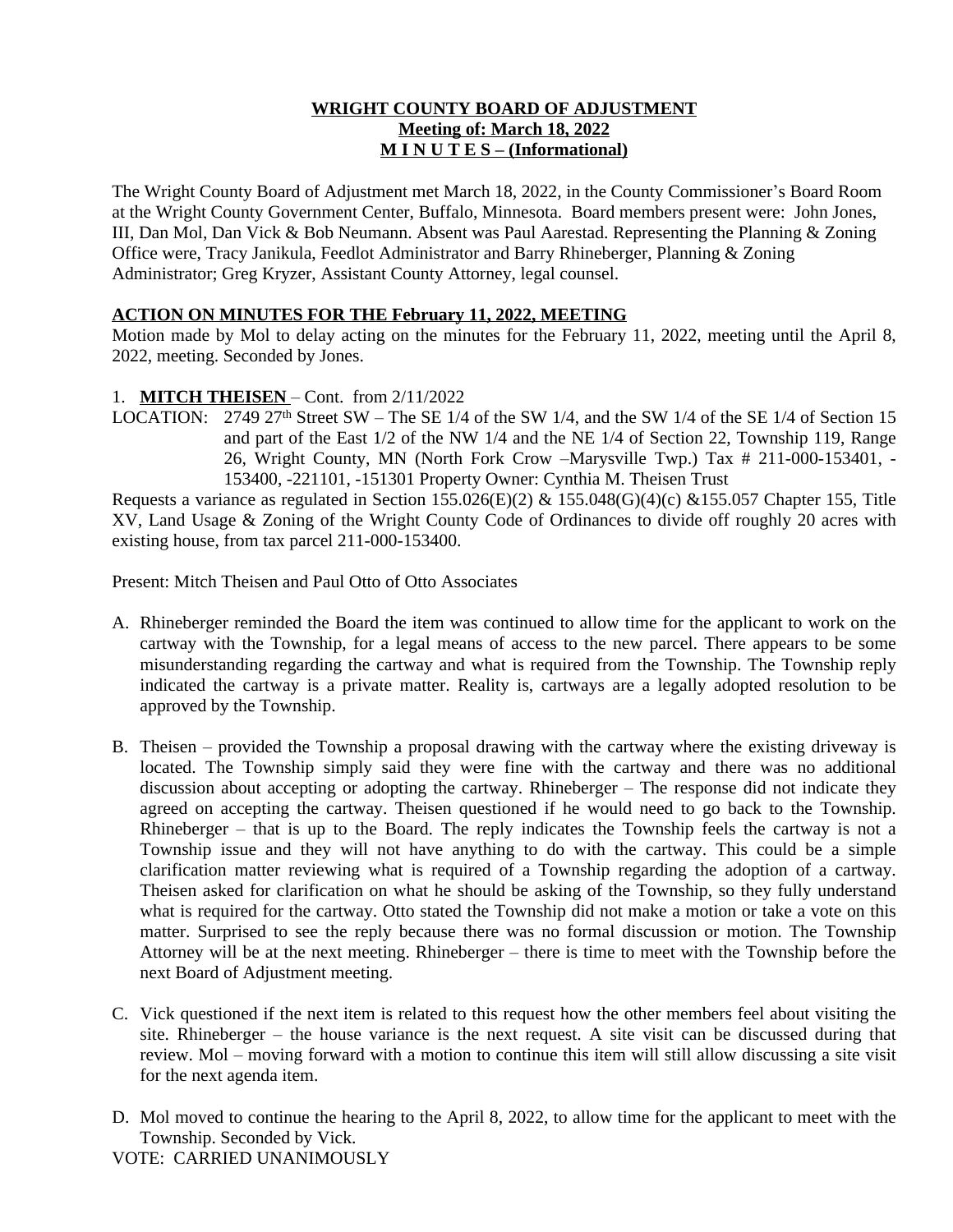**WRIGHT COUNTY BOARD OF ADJUSTMENT**
**Meeting of: March 18, 2022**
**M I N U T E S – (Informational)**

The Wright County Board of Adjustment met March 18, 2022, in the County Commissioner's Board Room at the Wright County Government Center, Buffalo, Minnesota. Board members present were: John Jones, III, Dan Mol, Dan Vick & Bob Neumann. Absent was Paul Aarestad. Representing the Planning & Zoning Office were, Tracy Janikula, Feedlot Administrator and Barry Rhineberger, Planning & Zoning Administrator; Greg Kryzer, Assistant County Attorney, legal counsel.

**ACTION ON MINUTES FOR THE February 11, 2022, MEETING**

Motion made by Mol to delay acting on the minutes for the February 11, 2022, meeting until the April 8, 2022, meeting. Seconded by Jones.

1. **MITCH THEISEN** – Cont. from 2/11/2022

LOCATION: 2749 27th Street SW – The SE 1/4 of the SW 1/4, and the SW 1/4 of the SE 1/4 of Section 15 and part of the East 1/2 of the NW 1/4 and the NE 1/4 of Section 22, Township 119, Range 26, Wright County, MN (North Fork Crow –Marysville Twp.) Tax # 211-000-153401, -153400, -221101, -151301 Property Owner: Cynthia M. Theisen Trust

Requests a variance as regulated in Section 155.026(E)(2) & 155.048(G)(4)(c) &155.057 Chapter 155, Title XV, Land Usage & Zoning of the Wright County Code of Ordinances to divide off roughly 20 acres with existing house, from tax parcel 211-000-153400.

Present: Mitch Theisen and Paul Otto of Otto Associates

A. Rhineberger reminded the Board the item was continued to allow time for the applicant to work on the cartway with the Township, for a legal means of access to the new parcel. There appears to be some misunderstanding regarding the cartway and what is required from the Township. The Township reply indicated the cartway is a private matter. Reality is, cartways are a legally adopted resolution to be approved by the Township.

B. Theisen – provided the Township a proposal drawing with the cartway where the existing driveway is located. The Township simply said they were fine with the cartway and there was no additional discussion about accepting or adopting the cartway. Rhineberger – The response did not indicate they agreed on accepting the cartway. Theisen questioned if he would need to go back to the Township. Rhineberger – that is up to the Board. The reply indicates the Township feels the cartway is not a Township issue and they will not have anything to do with the cartway. This could be a simple clarification matter reviewing what is required of a Township regarding the adoption of a cartway. Theisen asked for clarification on what he should be asking of the Township, so they fully understand what is required for the cartway. Otto stated the Township did not make a motion or take a vote on this matter. Surprised to see the reply because there was no formal discussion or motion. The Township Attorney will be at the next meeting. Rhineberger – there is time to meet with the Township before the next Board of Adjustment meeting.

C. Vick questioned if the next item is related to this request how the other members feel about visiting the site. Rhineberger – the house variance is the next request. A site visit can be discussed during that review. Mol – moving forward with a motion to continue this item will still allow discussing a site visit for the next agenda item.

D. Mol moved to continue the hearing to the April 8, 2022, to allow time for the applicant to meet with the Township. Seconded by Vick.

VOTE: CARRIED UNANIMOUSLY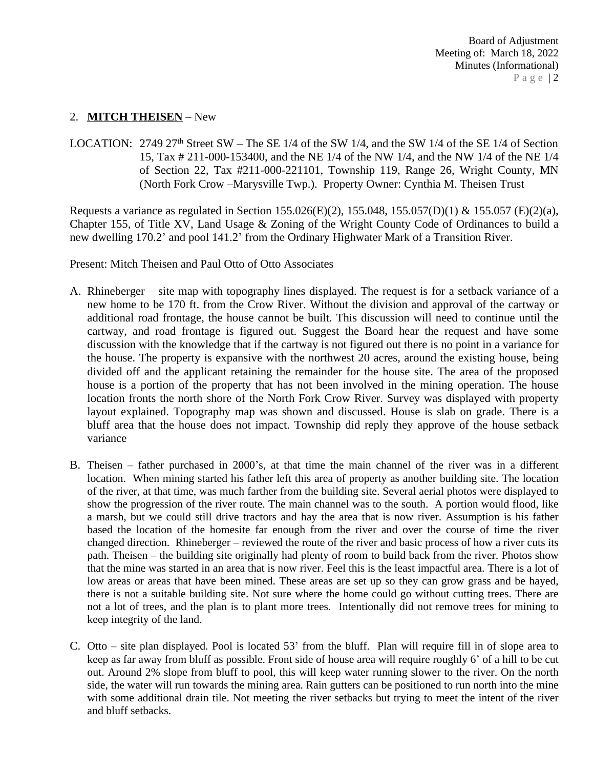2. **MITCH THEISEN** – New

LOCATION: 2749 27th Street SW – The SE 1/4 of the SW 1/4, and the SW 1/4 of the SE 1/4 of Section 15, Tax # 211-000-153400, and the NE 1/4 of the NW 1/4, and the NW 1/4 of the NE 1/4 of Section 22, Tax #211-000-221101, Township 119, Range 26, Wright County, MN (North Fork Crow –Marysville Twp.). Property Owner: Cynthia M. Theisen Trust

Requests a variance as regulated in Section 155.026(E)(2), 155.048, 155.057(D)(1) & 155.057 (E)(2)(a), Chapter 155, of Title XV, Land Usage & Zoning of the Wright County Code of Ordinances to build a new dwelling 170.2' and pool 141.2' from the Ordinary Highwater Mark of a Transition River.

Present: Mitch Theisen and Paul Otto of Otto Associates

A. Rhineberger – site map with topography lines displayed. The request is for a setback variance of a new home to be 170 ft. from the Crow River. Without the division and approval of the cartway or additional road frontage, the house cannot be built. This discussion will need to continue until the cartway, and road frontage is figured out. Suggest the Board hear the request and have some discussion with the knowledge that if the cartway is not figured out there is no point in a variance for the house. The property is expansive with the northwest 20 acres, around the existing house, being divided off and the applicant retaining the remainder for the house site. The area of the proposed house is a portion of the property that has not been involved in the mining operation. The house location fronts the north shore of the North Fork Crow River. Survey was displayed with property layout explained. Topography map was shown and discussed. House is slab on grade. There is a bluff area that the house does not impact. Township did reply they approve of the house setback variance

B. Theisen – father purchased in 2000's, at that time the main channel of the river was in a different location. When mining started his father left this area of property as another building site. The location of the river, at that time, was much farther from the building site. Several aerial photos were displayed to show the progression of the river route. The main channel was to the south. A portion would flood, like a marsh, but we could still drive tractors and hay the area that is now river. Assumption is his father based the location of the homesite far enough from the river and over the course of time the river changed direction. Rhineberger – reviewed the route of the river and basic process of how a river cuts its path. Theisen – the building site originally had plenty of room to build back from the river. Photos show that the mine was started in an area that is now river. Feel this is the least impactful area. There is a lot of low areas or areas that have been mined. These areas are set up so they can grow grass and be hayed, there is not a suitable building site. Not sure where the home could go without cutting trees. There are not a lot of trees, and the plan is to plant more trees. Intentionally did not remove trees for mining to keep integrity of the land.

C. Otto – site plan displayed. Pool is located 53' from the bluff. Plan will require fill in of slope area to keep as far away from bluff as possible. Front side of house area will require roughly 6' of a hill to be cut out. Around 2% slope from bluff to pool, this will keep water running slower to the river. On the north side, the water will run towards the mining area. Rain gutters can be positioned to run north into the mine with some additional drain tile. Not meeting the river setbacks but trying to meet the intent of the river and bluff setbacks.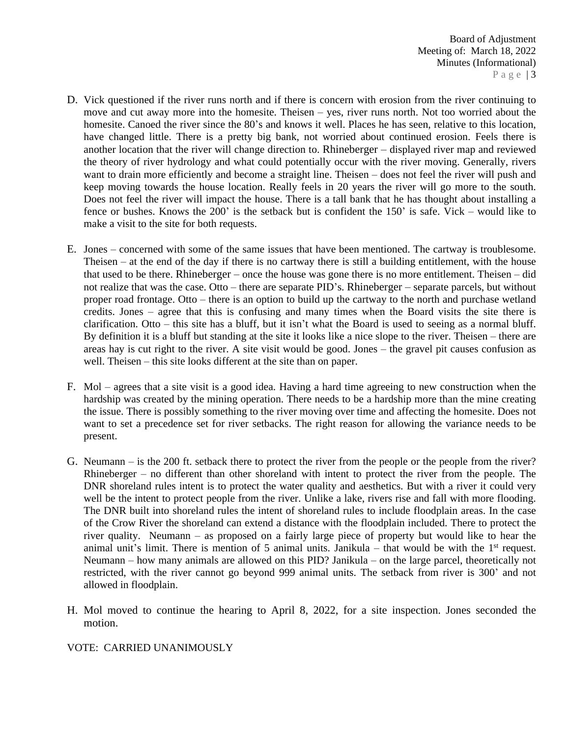D. Vick questioned if the river runs north and if there is concern with erosion from the river continuing to move and cut away more into the homesite. Theisen – yes, river runs north. Not too worried about the homesite. Canoed the river since the 80's and knows it well. Places he has seen, relative to this location, have changed little. There is a pretty big bank, not worried about continued erosion. Feels there is another location that the river will change direction to. Rhineberger – displayed river map and reviewed the theory of river hydrology and what could potentially occur with the river moving. Generally, rivers want to drain more efficiently and become a straight line. Theisen – does not feel the river will push and keep moving towards the house location. Really feels in 20 years the river will go more to the south. Does not feel the river will impact the house. There is a tall bank that he has thought about installing a fence or bushes. Knows the 200' is the setback but is confident the 150' is safe. Vick – would like to make a visit to the site for both requests.

E. Jones – concerned with some of the same issues that have been mentioned. The cartway is troublesome. Theisen – at the end of the day if there is no cartway there is still a building entitlement, with the house that used to be there. Rhineberger – once the house was gone there is no more entitlement. Theisen – did not realize that was the case. Otto – there are separate PID's. Rhineberger – separate parcels, but without proper road frontage. Otto – there is an option to build up the cartway to the north and purchase wetland credits. Jones – agree that this is confusing and many times when the Board visits the site there is clarification. Otto – this site has a bluff, but it isn't what the Board is used to seeing as a normal bluff. By definition it is a bluff but standing at the site it looks like a nice slope to the river. Theisen – there are areas hay is cut right to the river. A site visit would be good. Jones – the gravel pit causes confusion as well. Theisen – this site looks different at the site than on paper.

F. Mol – agrees that a site visit is a good idea. Having a hard time agreeing to new construction when the hardship was created by the mining operation. There needs to be a hardship more than the mine creating the issue. There is possibly something to the river moving over time and affecting the homesite. Does not want to set a precedence set for river setbacks. The right reason for allowing the variance needs to be present.

G. Neumann – is the 200 ft. setback there to protect the river from the people or the people from the river? Rhineberger – no different than other shoreland with intent to protect the river from the people. The DNR shoreland rules intent is to protect the water quality and aesthetics. But with a river it could very well be the intent to protect people from the river. Unlike a lake, rivers rise and fall with more flooding. The DNR built into shoreland rules the intent of shoreland rules to include floodplain areas. In the case of the Crow River the shoreland can extend a distance with the floodplain included. There to protect the river quality. Neumann – as proposed on a fairly large piece of property but would like to hear the animal unit's limit. There is mention of 5 animal units. Janikula – that would be with the 1st request. Neumann – how many animals are allowed on this PID? Janikula – on the large parcel, theoretically not restricted, with the river cannot go beyond 999 animal units. The setback from river is 300' and not allowed in floodplain.

H. Mol moved to continue the hearing to April 8, 2022, for a site inspection. Jones seconded the motion.

VOTE: CARRIED UNANIMOUSLY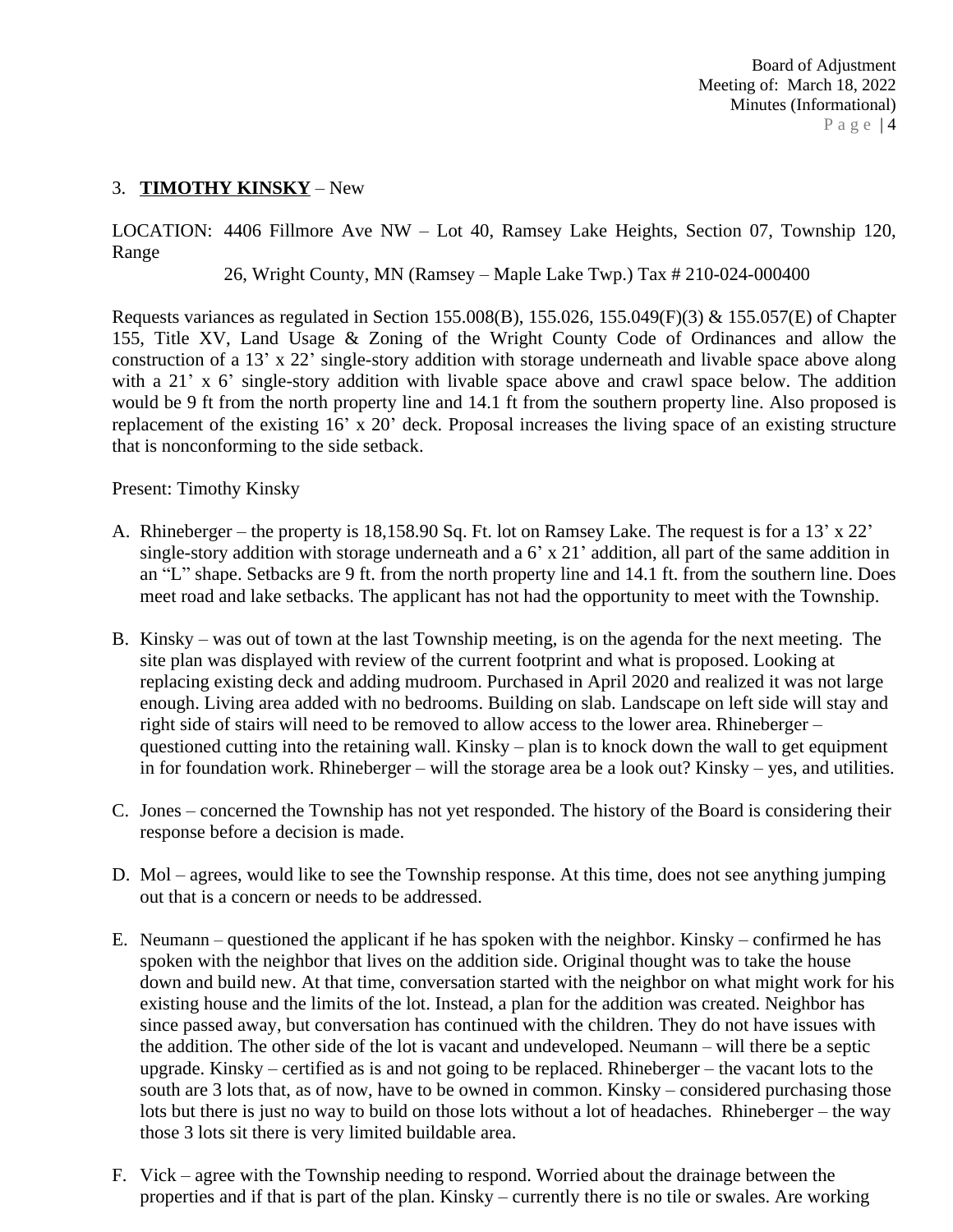3. **TIMOTHY KINSKY** – New

LOCATION: 4406 Fillmore Ave NW – Lot 40, Ramsey Lake Heights, Section 07, Township 120, Range 26, Wright County, MN (Ramsey – Maple Lake Twp.) Tax # 210-024-000400

Requests variances as regulated in Section 155.008(B), 155.026, 155.049(F)(3) & 155.057(E) of Chapter 155, Title XV, Land Usage & Zoning of the Wright County Code of Ordinances and allow the construction of a 13' x 22' single-story addition with storage underneath and livable space above along with a 21' x 6' single-story addition with livable space above and crawl space below. The addition would be 9 ft from the north property line and 14.1 ft from the southern property line. Also proposed is replacement of the existing 16' x 20' deck. Proposal increases the living space of an existing structure that is nonconforming to the side setback.

Present: Timothy Kinsky

A. Rhineberger – the property is 18,158.90 Sq. Ft. lot on Ramsey Lake. The request is for a 13' x 22' single-story addition with storage underneath and a 6' x 21' addition, all part of the same addition in an "L" shape. Setbacks are 9 ft. from the north property line and 14.1 ft. from the southern line. Does meet road and lake setbacks. The applicant has not had the opportunity to meet with the Township.

B. Kinsky – was out of town at the last Township meeting, is on the agenda for the next meeting. The site plan was displayed with review of the current footprint and what is proposed. Looking at replacing existing deck and adding mudroom. Purchased in April 2020 and realized it was not large enough. Living area added with no bedrooms. Building on slab. Landscape on left side will stay and right side of stairs will need to be removed to allow access to the lower area. Rhineberger – questioned cutting into the retaining wall. Kinsky – plan is to knock down the wall to get equipment in for foundation work. Rhineberger – will the storage area be a look out? Kinsky – yes, and utilities.

C. Jones – concerned the Township has not yet responded. The history of the Board is considering their response before a decision is made.

D. Mol – agrees, would like to see the Township response. At this time, does not see anything jumping out that is a concern or needs to be addressed.

E. Neumann – questioned the applicant if he has spoken with the neighbor. Kinsky – confirmed he has spoken with the neighbor that lives on the addition side. Original thought was to take the house down and build new. At that time, conversation started with the neighbor on what might work for his existing house and the limits of the lot. Instead, a plan for the addition was created. Neighbor has since passed away, but conversation has continued with the children. They do not have issues with the addition. The other side of the lot is vacant and undeveloped. Neumann – will there be a septic upgrade. Kinsky – certified as is and not going to be replaced. Rhineberger – the vacant lots to the south are 3 lots that, as of now, have to be owned in common. Kinsky – considered purchasing those lots but there is just no way to build on those lots without a lot of headaches. Rhineberger – the way those 3 lots sit there is very limited buildable area.

F. Vick – agree with the Township needing to respond. Worried about the drainage between the properties and if that is part of the plan. Kinsky – currently there is no tile or swales. Are working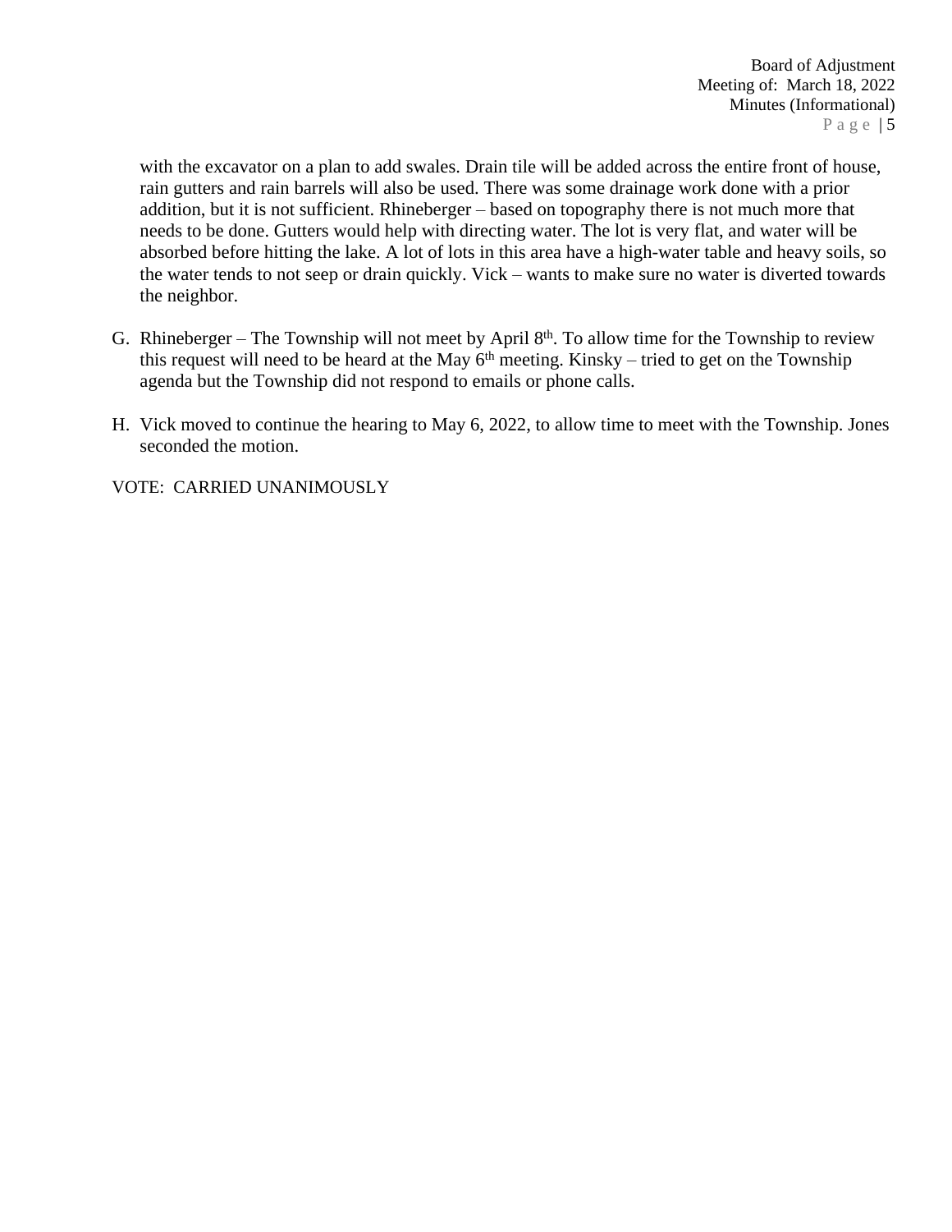with the excavator on a plan to add swales. Drain tile will be added across the entire front of house, rain gutters and rain barrels will also be used. There was some drainage work done with a prior addition, but it is not sufficient. Rhineberger – based on topography there is not much more that needs to be done. Gutters would help with directing water. The lot is very flat, and water will be absorbed before hitting the lake. A lot of lots in this area have a high-water table and heavy soils, so the water tends to not seep or drain quickly. Vick – wants to make sure no water is diverted towards the neighbor.

G. Rhineberger – The Township will not meet by April 8th. To allow time for the Township to review this request will need to be heard at the May 6th meeting. Kinsky – tried to get on the Township agenda but the Township did not respond to emails or phone calls.

H. Vick moved to continue the hearing to May 6, 2022, to allow time to meet with the Township. Jones seconded the motion.

VOTE: CARRIED UNANIMOUSLY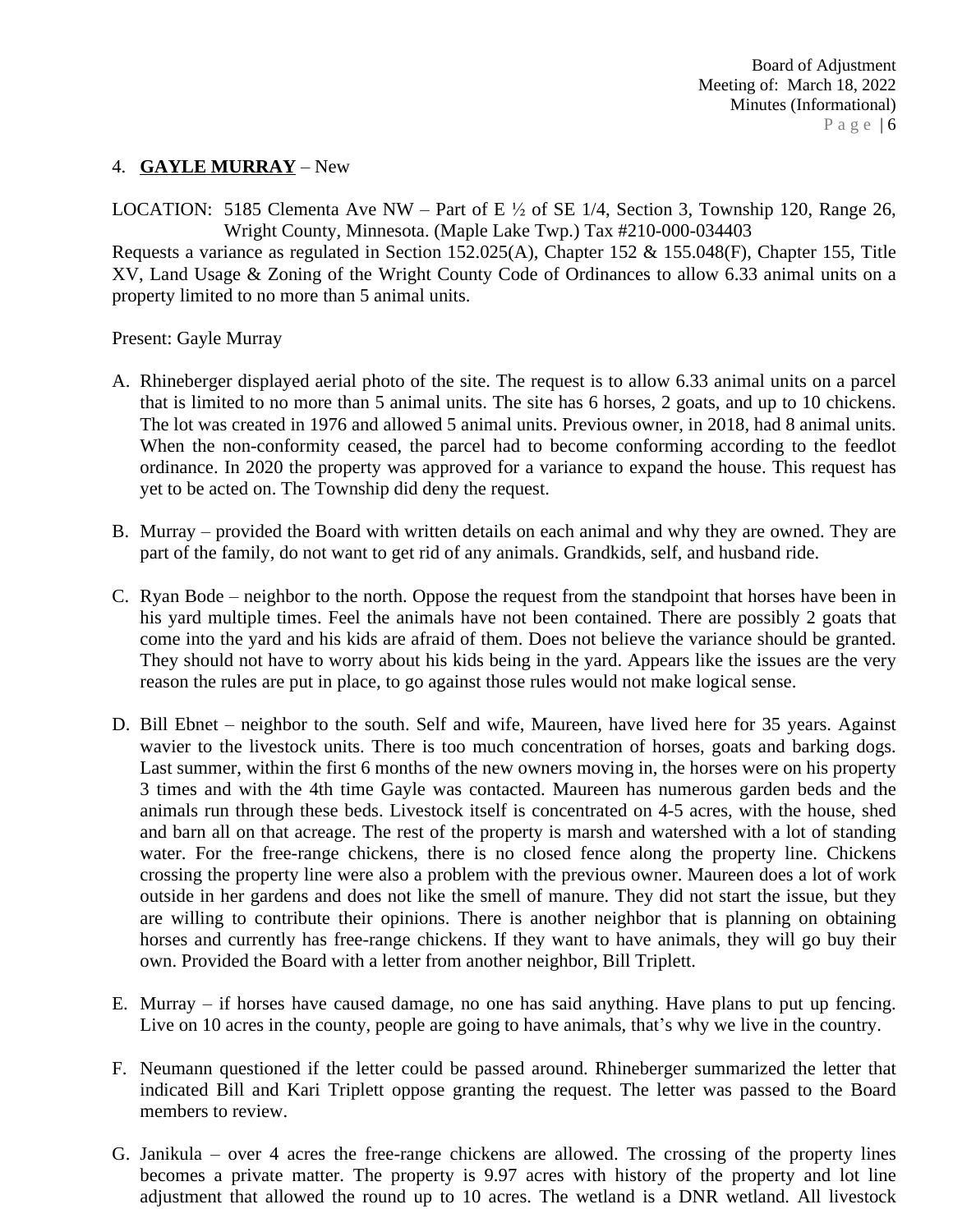4. **GAYLE MURRAY** – New

LOCATION: 5185 Clementa Ave NW – Part of E ½ of SE 1/4, Section 3, Township 120, Range 26, Wright County, Minnesota. (Maple Lake Twp.) Tax #210-000-034403

Requests a variance as regulated in Section 152.025(A), Chapter 152 & 155.048(F), Chapter 155, Title XV, Land Usage & Zoning of the Wright County Code of Ordinances to allow 6.33 animal units on a property limited to no more than 5 animal units.

Present: Gayle Murray

A. Rhineberger displayed aerial photo of the site. The request is to allow 6.33 animal units on a parcel that is limited to no more than 5 animal units. The site has 6 horses, 2 goats, and up to 10 chickens. The lot was created in 1976 and allowed 5 animal units. Previous owner, in 2018, had 8 animal units. When the non-conformity ceased, the parcel had to become conforming according to the feedlot ordinance. In 2020 the property was approved for a variance to expand the house. This request has yet to be acted on. The Township did deny the request.

B. Murray – provided the Board with written details on each animal and why they are owned. They are part of the family, do not want to get rid of any animals. Grandkids, self, and husband ride.

C. Ryan Bode – neighbor to the north. Oppose the request from the standpoint that horses have been in his yard multiple times. Feel the animals have not been contained. There are possibly 2 goats that come into the yard and his kids are afraid of them. Does not believe the variance should be granted. They should not have to worry about his kids being in the yard. Appears like the issues are the very reason the rules are put in place, to go against those rules would not make logical sense.

D. Bill Ebnet – neighbor to the south. Self and wife, Maureen, have lived here for 35 years. Against wavier to the livestock units. There is too much concentration of horses, goats and barking dogs. Last summer, within the first 6 months of the new owners moving in, the horses were on his property 3 times and with the 4th time Gayle was contacted. Maureen has numerous garden beds and the animals run through these beds. Livestock itself is concentrated on 4-5 acres, with the house, shed and barn all on that acreage. The rest of the property is marsh and watershed with a lot of standing water. For the free-range chickens, there is no closed fence along the property line. Chickens crossing the property line were also a problem with the previous owner. Maureen does a lot of work outside in her gardens and does not like the smell of manure. They did not start the issue, but they are willing to contribute their opinions. There is another neighbor that is planning on obtaining horses and currently has free-range chickens. If they want to have animals, they will go buy their own. Provided the Board with a letter from another neighbor, Bill Triplett.

E. Murray – if horses have caused damage, no one has said anything. Have plans to put up fencing. Live on 10 acres in the county, people are going to have animals, that's why we live in the country.

F. Neumann questioned if the letter could be passed around. Rhineberger summarized the letter that indicated Bill and Kari Triplett oppose granting the request. The letter was passed to the Board members to review.

G. Janikula – over 4 acres the free-range chickens are allowed. The crossing of the property lines becomes a private matter. The property is 9.97 acres with history of the property and lot line adjustment that allowed the round up to 10 acres. The wetland is a DNR wetland. All livestock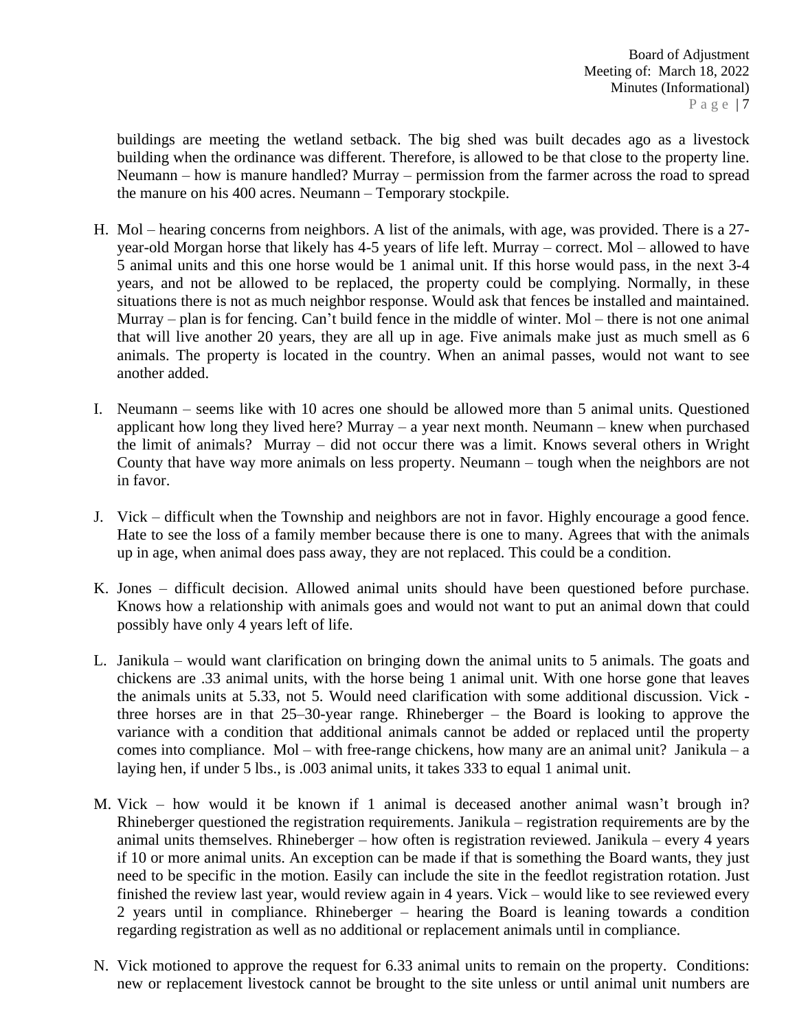buildings are meeting the wetland setback. The big shed was built decades ago as a livestock building when the ordinance was different. Therefore, is allowed to be that close to the property line. Neumann – how is manure handled? Murray – permission from the farmer across the road to spread the manure on his 400 acres. Neumann – Temporary stockpile.

H. Mol – hearing concerns from neighbors. A list of the animals, with age, was provided. There is a 27-year-old Morgan horse that likely has 4-5 years of life left. Murray – correct. Mol – allowed to have 5 animal units and this one horse would be 1 animal unit. If this horse would pass, in the next 3-4 years, and not be allowed to be replaced, the property could be complying. Normally, in these situations there is not as much neighbor response. Would ask that fences be installed and maintained. Murray – plan is for fencing. Can't build fence in the middle of winter. Mol – there is not one animal that will live another 20 years, they are all up in age. Five animals make just as much smell as 6 animals. The property is located in the country. When an animal passes, would not want to see another added.

I. Neumann – seems like with 10 acres one should be allowed more than 5 animal units. Questioned applicant how long they lived here? Murray – a year next month. Neumann – knew when purchased the limit of animals? Murray – did not occur there was a limit. Knows several others in Wright County that have way more animals on less property. Neumann – tough when the neighbors are not in favor.

J. Vick – difficult when the Township and neighbors are not in favor. Highly encourage a good fence. Hate to see the loss of a family member because there is one to many. Agrees that with the animals up in age, when animal does pass away, they are not replaced. This could be a condition.

K. Jones – difficult decision. Allowed animal units should have been questioned before purchase. Knows how a relationship with animals goes and would not want to put an animal down that could possibly have only 4 years left of life.

L. Janikula – would want clarification on bringing down the animal units to 5 animals. The goats and chickens are .33 animal units, with the horse being 1 animal unit. With one horse gone that leaves the animals units at 5.33, not 5. Would need clarification with some additional discussion. Vick - three horses are in that 25–30-year range. Rhineberger – the Board is looking to approve the variance with a condition that additional animals cannot be added or replaced until the property comes into compliance. Mol – with free-range chickens, how many are an animal unit? Janikula – a laying hen, if under 5 lbs., is .003 animal units, it takes 333 to equal 1 animal unit.

M. Vick – how would it be known if 1 animal is deceased another animal wasn't brough in? Rhineberger questioned the registration requirements. Janikula – registration requirements are by the animal units themselves. Rhineberger – how often is registration reviewed. Janikula – every 4 years if 10 or more animal units. An exception can be made if that is something the Board wants, they just need to be specific in the motion. Easily can include the site in the feedlot registration rotation. Just finished the review last year, would review again in 4 years. Vick – would like to see reviewed every 2 years until in compliance. Rhineberger – hearing the Board is leaning towards a condition regarding registration as well as no additional or replacement animals until in compliance.

N. Vick motioned to approve the request for 6.33 animal units to remain on the property. Conditions: new or replacement livestock cannot be brought to the site unless or until animal unit numbers are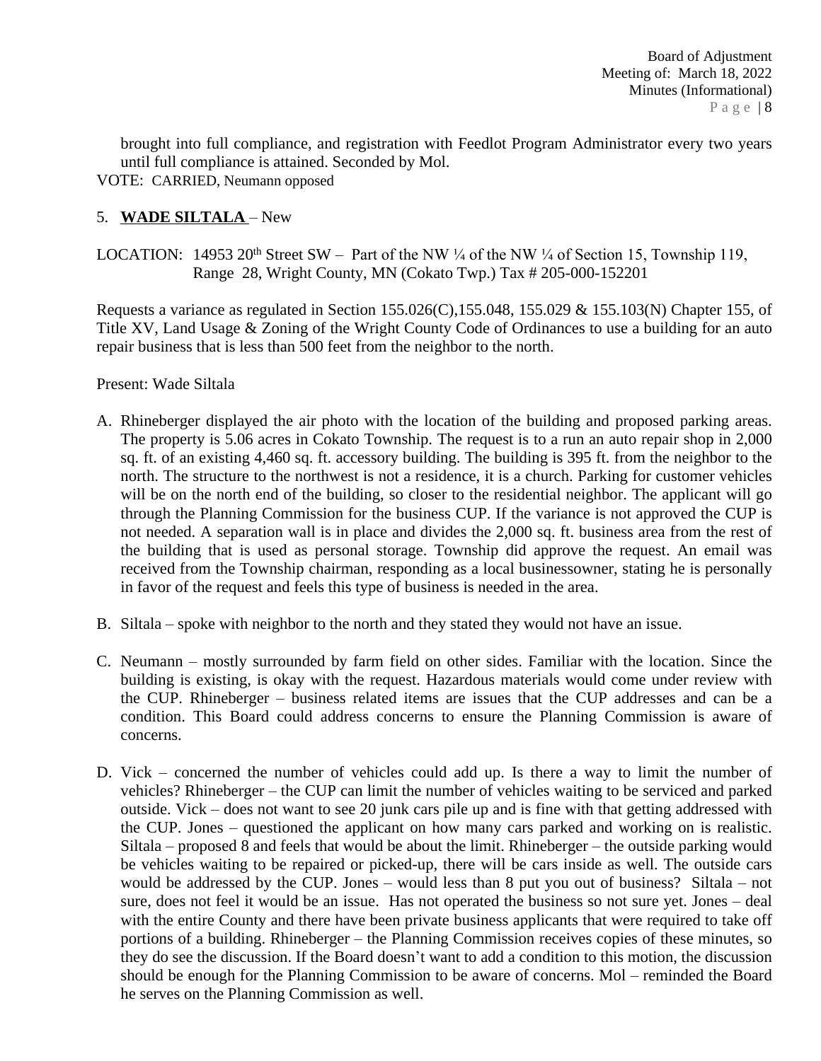brought into full compliance, and registration with Feedlot Program Administrator every two years until full compliance is attained. Seconded by Mol.

VOTE: CARRIED, Neumann opposed

5. **WADE SILTALA** – New

LOCATION: 14953 20th Street SW – Part of the NW ¼ of the NW ¼ of Section 15, Township 119, Range 28, Wright County, MN (Cokato Twp.) Tax # 205-000-152201

Requests a variance as regulated in Section 155.026(C),155.048, 155.029 & 155.103(N) Chapter 155, of Title XV, Land Usage & Zoning of the Wright County Code of Ordinances to use a building for an auto repair business that is less than 500 feet from the neighbor to the north.

Present: Wade Siltala

A. Rhineberger displayed the air photo with the location of the building and proposed parking areas. The property is 5.06 acres in Cokato Township. The request is to a run an auto repair shop in 2,000 sq. ft. of an existing 4,460 sq. ft. accessory building. The building is 395 ft. from the neighbor to the north. The structure to the northwest is not a residence, it is a church. Parking for customer vehicles will be on the north end of the building, so closer to the residential neighbor. The applicant will go through the Planning Commission for the business CUP. If the variance is not approved the CUP is not needed. A separation wall is in place and divides the 2,000 sq. ft. business area from the rest of the building that is used as personal storage. Township did approve the request. An email was received from the Township chairman, responding as a local businessowner, stating he is personally in favor of the request and feels this type of business is needed in the area.

B. Siltala – spoke with neighbor to the north and they stated they would not have an issue.

C. Neumann – mostly surrounded by farm field on other sides. Familiar with the location. Since the building is existing, is okay with the request. Hazardous materials would come under review with the CUP. Rhineberger – business related items are issues that the CUP addresses and can be a condition. This Board could address concerns to ensure the Planning Commission is aware of concerns.

D. Vick – concerned the number of vehicles could add up. Is there a way to limit the number of vehicles? Rhineberger – the CUP can limit the number of vehicles waiting to be serviced and parked outside. Vick – does not want to see 20 junk cars pile up and is fine with that getting addressed with the CUP. Jones – questioned the applicant on how many cars parked and working on is realistic. Siltala – proposed 8 and feels that would be about the limit. Rhineberger – the outside parking would be vehicles waiting to be repaired or picked-up, there will be cars inside as well. The outside cars would be addressed by the CUP. Jones – would less than 8 put you out of business? Siltala – not sure, does not feel it would be an issue. Has not operated the business so not sure yet. Jones – deal with the entire County and there have been private business applicants that were required to take off portions of a building. Rhineberger – the Planning Commission receives copies of these minutes, so they do see the discussion. If the Board doesn't want to add a condition to this motion, the discussion should be enough for the Planning Commission to be aware of concerns. Mol – reminded the Board he serves on the Planning Commission as well.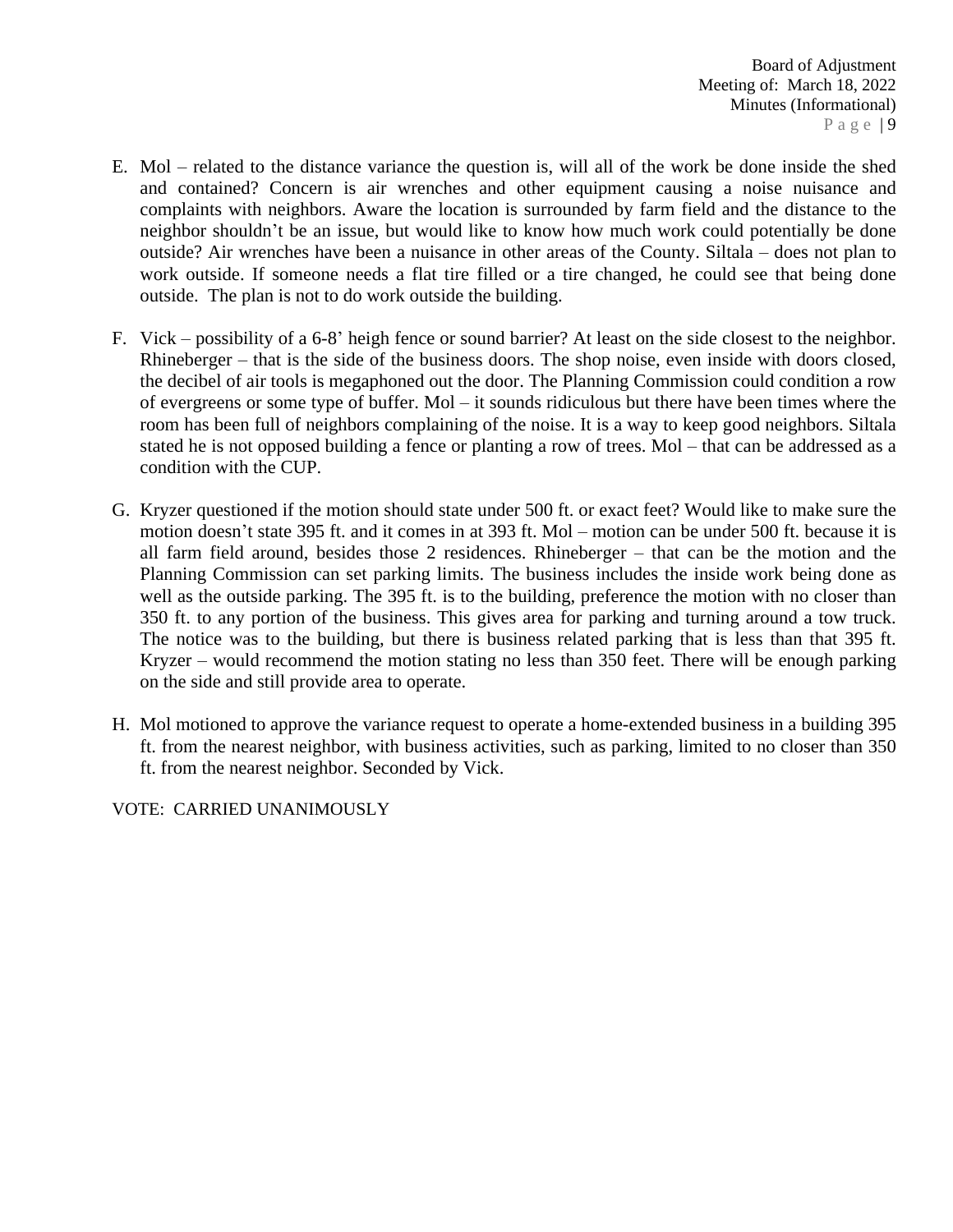E. Mol – related to the distance variance the question is, will all of the work be done inside the shed and contained? Concern is air wrenches and other equipment causing a noise nuisance and complaints with neighbors. Aware the location is surrounded by farm field and the distance to the neighbor shouldn't be an issue, but would like to know how much work could potentially be done outside? Air wrenches have been a nuisance in other areas of the County. Siltala – does not plan to work outside. If someone needs a flat tire filled or a tire changed, he could see that being done outside. The plan is not to do work outside the building.

F. Vick – possibility of a 6-8' heigh fence or sound barrier? At least on the side closest to the neighbor. Rhineberger – that is the side of the business doors. The shop noise, even inside with doors closed, the decibel of air tools is megaphoned out the door. The Planning Commission could condition a row of evergreens or some type of buffer. Mol – it sounds ridiculous but there have been times where the room has been full of neighbors complaining of the noise. It is a way to keep good neighbors. Siltala stated he is not opposed building a fence or planting a row of trees. Mol – that can be addressed as a condition with the CUP.

G. Kryzer questioned if the motion should state under 500 ft. or exact feet? Would like to make sure the motion doesn't state 395 ft. and it comes in at 393 ft. Mol – motion can be under 500 ft. because it is all farm field around, besides those 2 residences. Rhineberger – that can be the motion and the Planning Commission can set parking limits. The business includes the inside work being done as well as the outside parking. The 395 ft. is to the building, preference the motion with no closer than 350 ft. to any portion of the business. This gives area for parking and turning around a tow truck. The notice was to the building, but there is business related parking that is less than that 395 ft. Kryzer – would recommend the motion stating no less than 350 feet. There will be enough parking on the side and still provide area to operate.

H. Mol motioned to approve the variance request to operate a home-extended business in a building 395 ft. from the nearest neighbor, with business activities, such as parking, limited to no closer than 350 ft. from the nearest neighbor. Seconded by Vick.

VOTE: CARRIED UNANIMOUSLY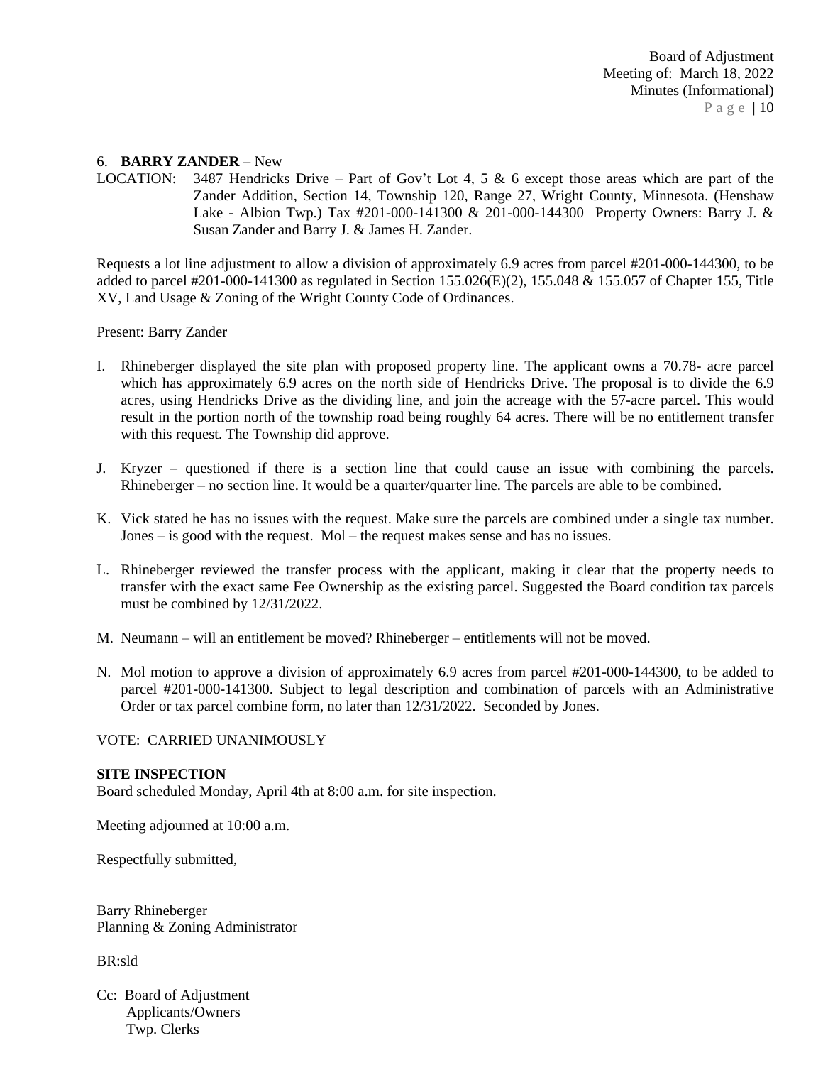6. **BARRY ZANDER** – New

LOCATION: 3487 Hendricks Drive – Part of Gov't Lot 4, 5 & 6 except those areas which are part of the Zander Addition, Section 14, Township 120, Range 27, Wright County, Minnesota. (Henshaw Lake - Albion Twp.) Tax #201-000-141300 & 201-000-144300 Property Owners: Barry J. & Susan Zander and Barry J. & James H. Zander.

Requests a lot line adjustment to allow a division of approximately 6.9 acres from parcel #201-000-144300, to be added to parcel #201-000-141300 as regulated in Section 155.026(E)(2), 155.048 & 155.057 of Chapter 155, Title XV, Land Usage & Zoning of the Wright County Code of Ordinances.

Present: Barry Zander

I. Rhineberger displayed the site plan with proposed property line. The applicant owns a 70.78- acre parcel which has approximately 6.9 acres on the north side of Hendricks Drive. The proposal is to divide the 6.9 acres, using Hendricks Drive as the dividing line, and join the acreage with the 57-acre parcel. This would result in the portion north of the township road being roughly 64 acres. There will be no entitlement transfer with this request. The Township did approve.

J. Kryzer – questioned if there is a section line that could cause an issue with combining the parcels. Rhineberger – no section line. It would be a quarter/quarter line. The parcels are able to be combined.

K. Vick stated he has no issues with the request. Make sure the parcels are combined under a single tax number. Jones – is good with the request. Mol – the request makes sense and has no issues.

L. Rhineberger reviewed the transfer process with the applicant, making it clear that the property needs to transfer with the exact same Fee Ownership as the existing parcel. Suggested the Board condition tax parcels must be combined by 12/31/2022.

M. Neumann – will an entitlement be moved? Rhineberger – entitlements will not be moved.

N. Mol motion to approve a division of approximately 6.9 acres from parcel #201-000-144300, to be added to parcel #201-000-141300. Subject to legal description and combination of parcels with an Administrative Order or tax parcel combine form, no later than 12/31/2022. Seconded by Jones.

VOTE: CARRIED UNANIMOUSLY

**SITE INSPECTION**

Board scheduled Monday, April 4th at 8:00 a.m. for site inspection.

Meeting adjourned at 10:00 a.m.

Respectfully submitted,

Barry Rhineberger
Planning & Zoning Administrator

BR:sld

Cc: Board of Adjustment
Applicants/Owners
Twp. Clerks